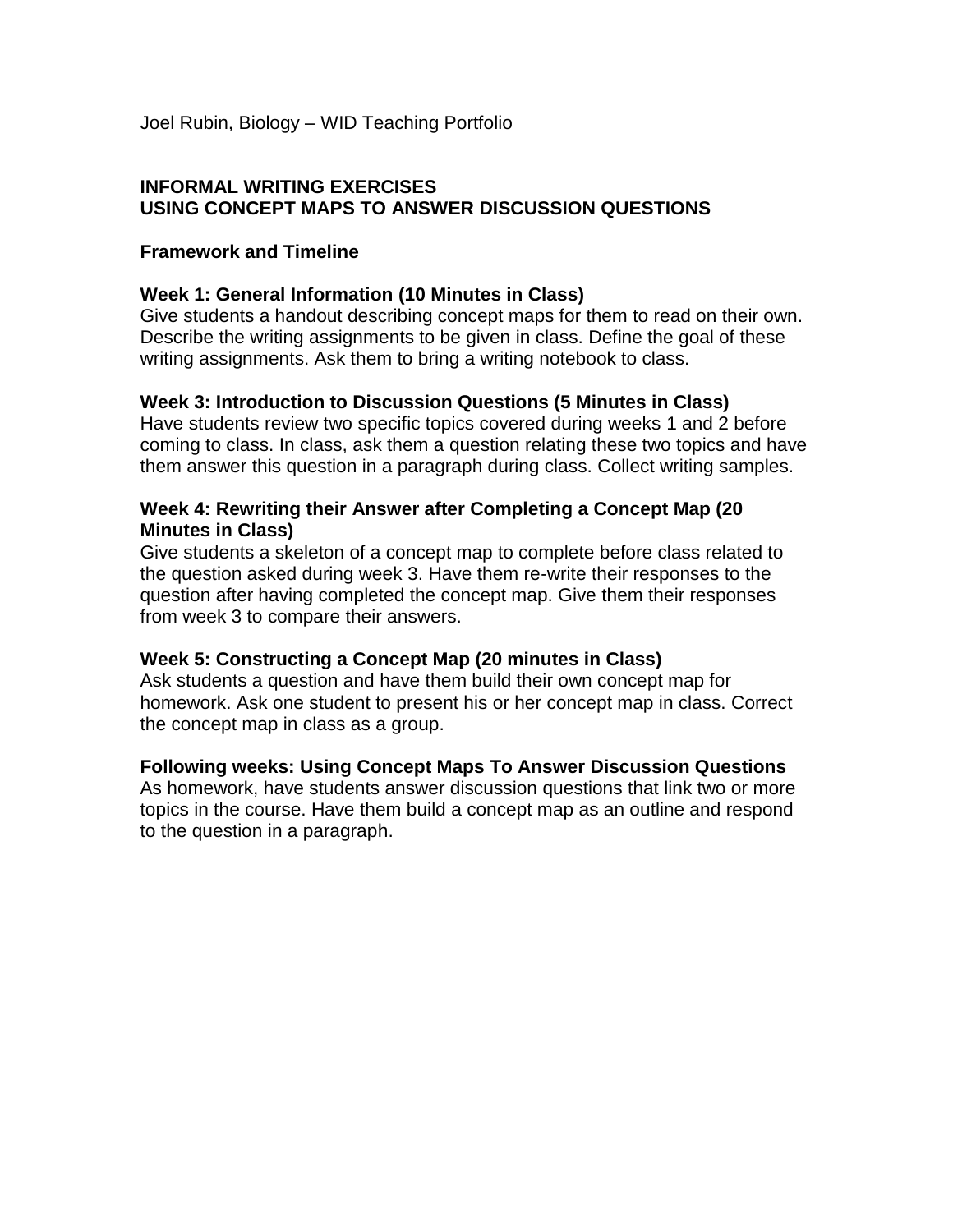Joel Rubin, Biology – WID Teaching Portfolio

# INFORMAL WRITING EXERCISES
# USING CONCEPT MAPS TO ANSWER DISCUSSION QUESTIONS

## Framework and Timeline

### Week 1: General Information (10 Minutes in Class)

Give students a handout describing concept maps for them to read on their own. Describe the writing assignments to be given in class. Define the goal of these writing assignments. Ask them to bring a writing notebook to class.

### Week 3: Introduction to Discussion Questions (5 Minutes in Class)

Have students review two specific topics covered during weeks 1 and 2 before coming to class. In class, ask them a question relating these two topics and have them answer this question in a paragraph during class. Collect writing samples.

### Week 4: Rewriting their Answer after Completing a Concept Map (20 Minutes in Class)

Give students a skeleton of a concept map to complete before class related to the question asked during week 3. Have them re-write their responses to the question after having completed the concept map. Give them their responses from week 3 to compare their answers.

### Week 5: Constructing a Concept Map (20 minutes in Class)

Ask students a question and have them build their own concept map for homework. Ask one student to present his or her concept map in class. Correct the concept map in class as a group.

### Following weeks: Using Concept Maps To Answer Discussion Questions

As homework, have students answer discussion questions that link two or more topics in the course. Have them build a concept map as an outline and respond to the question in a paragraph.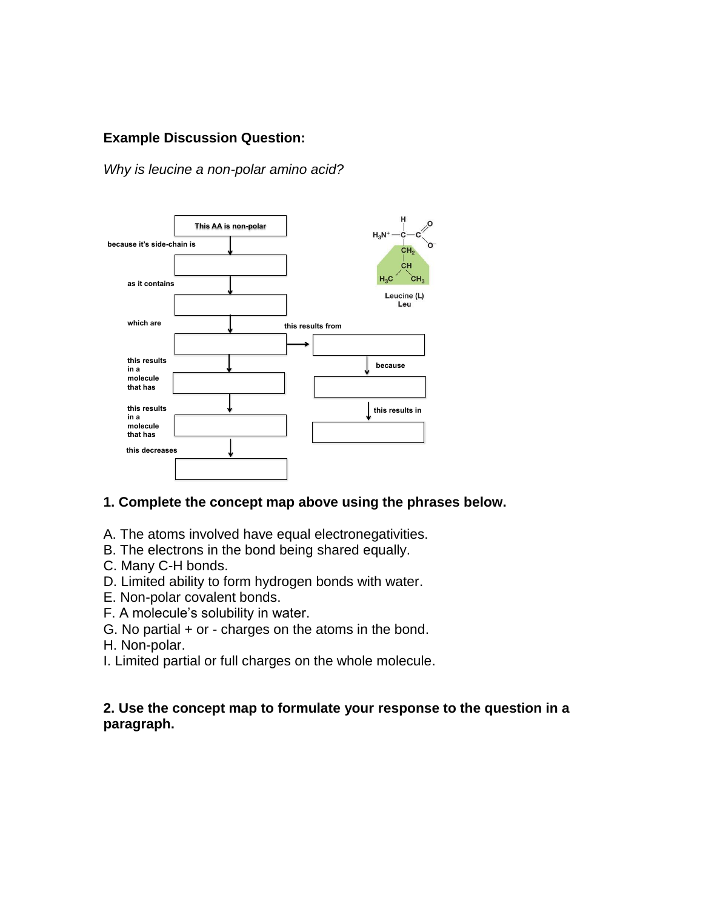**Example Discussion Question:**

*Why is leucine a non-polar amino acid?*

This AA is non-polar

because it's side-chain is

as it contains

which are

this results from

because

this results in

this results in a molecule that has

this results in a molecule that has

this decreases

$H_3N^+$ — C — C — O, $O^-$, H, $CH_2$, CH, $H_3C$, $CH_3$

Leucine (L)
Leu

**1. Complete the concept map above using the phrases below.**

A. The atoms involved have equal electronegativities.
B. The electrons in the bond being shared equally.
C. Many C-H bonds.
D. Limited ability to form hydrogen bonds with water.
E. Non-polar covalent bonds.
F. A molecule's solubility in water.
G. No partial + or - charges on the atoms in the bond.
H. Non-polar.
I. Limited partial or full charges on the whole molecule.

**2. Use the concept map to formulate your response to the question in a paragraph.**